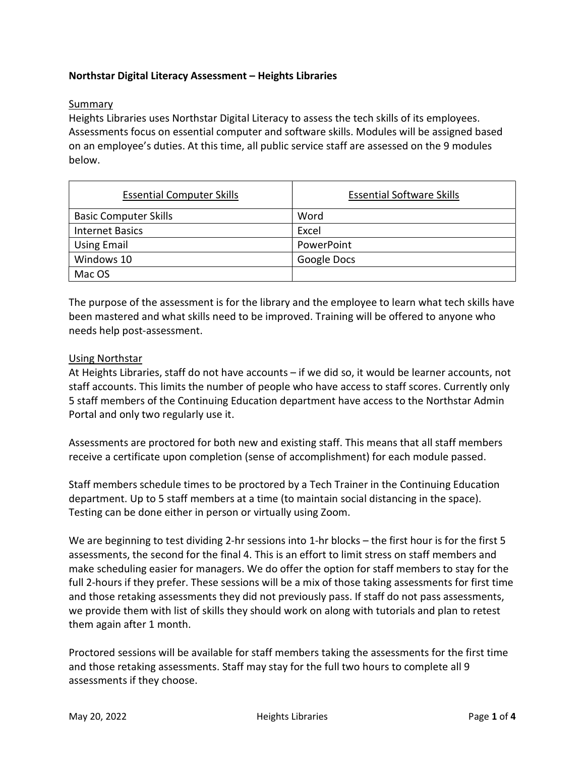# Northstar Digital Literacy Assessment – Heights Libraries

## Summary

Heights Libraries uses Northstar Digital Literacy to assess the tech skills of its employees. Assessments focus on essential computer and software skills. Modules will be assigned based on an employee's duties. At this time, all public service staff are assessed on the 9 modules below.

| Essential Computer Skills | Essential Software Skills |
|---|---|
| Basic Computer Skills | Word |
| Internet Basics | Excel |
| Using Email | PowerPoint |
| Windows 10 | Google Docs |
| Mac OS | |

The purpose of the assessment is for the library and the employee to learn what tech skills have been mastered and what skills need to be improved. Training will be offered to anyone who needs help post-assessment.

## Using Northstar

At Heights Libraries, staff do not have accounts – if we did so, it would be learner accounts, not staff accounts. This limits the number of people who have access to staff scores. Currently only 5 staff members of the Continuing Education department have access to the Northstar Admin Portal and only two regularly use it.

Assessments are proctored for both new and existing staff. This means that all staff members receive a certificate upon completion (sense of accomplishment) for each module passed.

Staff members schedule times to be proctored by a Tech Trainer in the Continuing Education department. Up to 5 staff members at a time (to maintain social distancing in the space). Testing can be done either in person or virtually using Zoom.

We are beginning to test dividing 2-hr sessions into 1-hr blocks – the first hour is for the first 5 assessments, the second for the final 4. This is an effort to limit stress on staff members and make scheduling easier for managers. We do offer the option for staff members to stay for the full 2-hours if they prefer. These sessions will be a mix of those taking assessments for first time and those retaking assessments they did not previously pass. If staff do not pass assessments, we provide them with list of skills they should work on along with tutorials and plan to retest them again after 1 month.

Proctored sessions will be available for staff members taking the assessments for the first time and those retaking assessments. Staff may stay for the full two hours to complete all 9 assessments if they choose.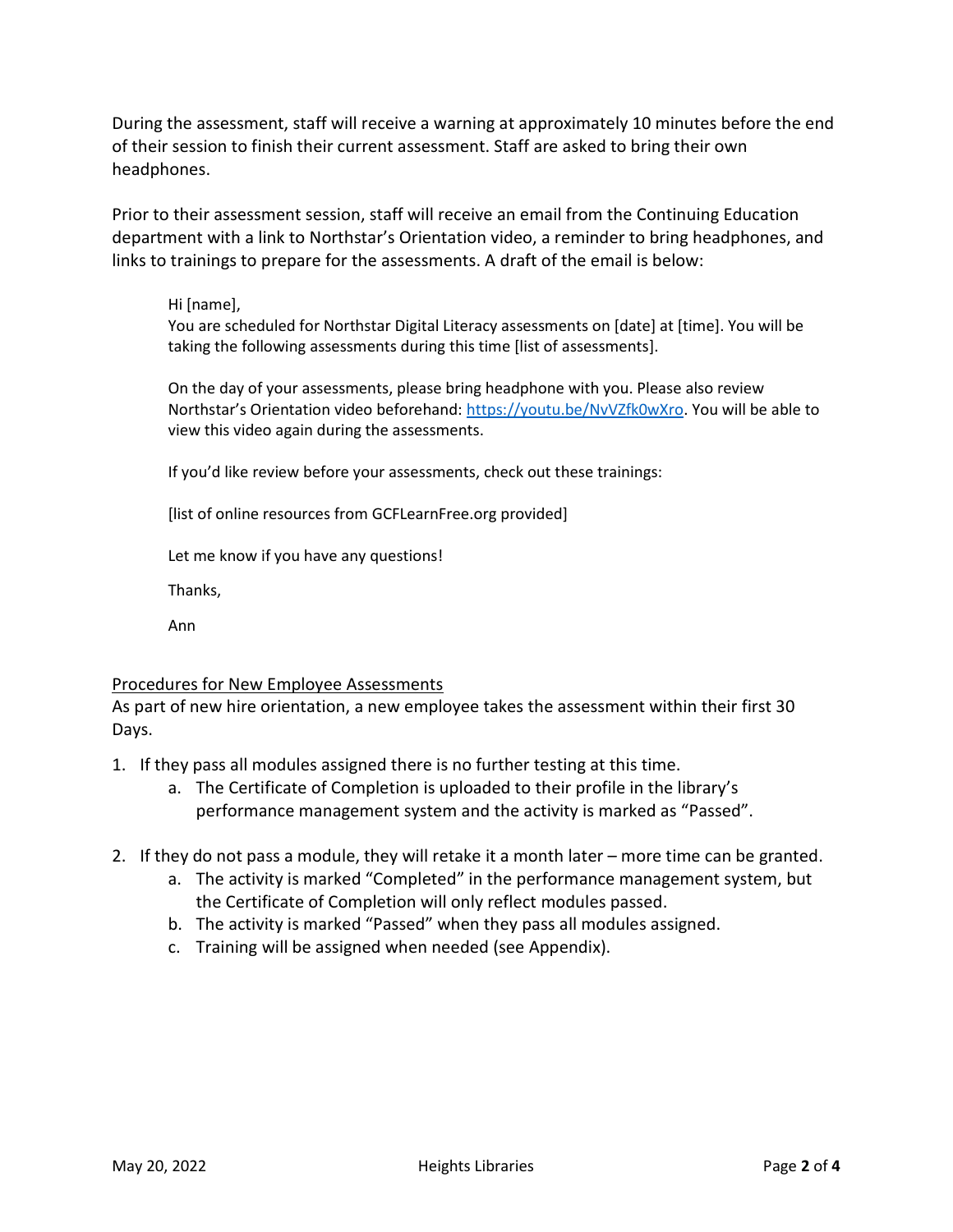During the assessment, staff will receive a warning at approximately 10 minutes before the end of their session to finish their current assessment. Staff are asked to bring their own headphones.

Prior to their assessment session, staff will receive an email from the Continuing Education department with a link to Northstar's Orientation video, a reminder to bring headphones, and links to trainings to prepare for the assessments. A draft of the email is below:

> Hi [name],
> You are scheduled for Northstar Digital Literacy assessments on [date] at [time]. You will be taking the following assessments during this time [list of assessments].
>
> On the day of your assessments, please bring headphone with you. Please also review Northstar's Orientation video beforehand: https://youtu.be/NvVZfk0wXro. You will be able to view this video again during the assessments.
>
> If you'd like review before your assessments, check out these trainings:
>
> [list of online resources from GCFLearnFree.org provided]
>
> Let me know if you have any questions!
>
> Thanks,
>
> Ann

<u>Procedures for New Employee Assessments</u>

As part of new hire orientation, a new employee takes the assessment within their first 30 Days.

1. If they pass all modules assigned there is no further testing at this time.
    a. The Certificate of Completion is uploaded to their profile in the library's performance management system and the activity is marked as "Passed".

2. If they do not pass a module, they will retake it a month later – more time can be granted.
    a. The activity is marked "Completed" in the performance management system, but the Certificate of Completion will only reflect modules passed.
    b. The activity is marked "Passed" when they pass all modules assigned.
    c. Training will be assigned when needed (see Appendix).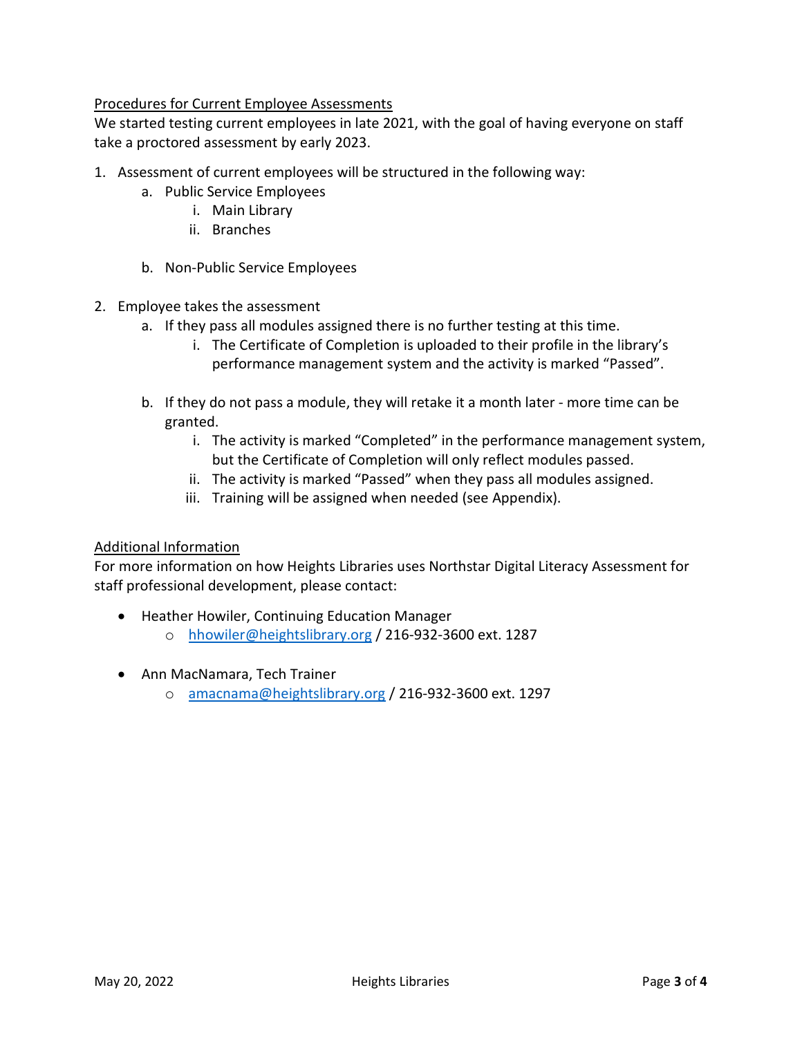## Procedures for Current Employee Assessments

We started testing current employees in late 2021, with the goal of having everyone on staff take a proctored assessment by early 2023.

1. Assessment of current employees will be structured in the following way:
    a. Public Service Employees
        i. Main Library
        ii. Branches
    b. Non-Public Service Employees
2. Employee takes the assessment
    a. If they pass all modules assigned there is no further testing at this time.
        i. The Certificate of Completion is uploaded to their profile in the library's performance management system and the activity is marked "Passed".
    b. If they do not pass a module, they will retake it a month later - more time can be granted.
        i. The activity is marked "Completed" in the performance management system, but the Certificate of Completion will only reflect modules passed.
        ii. The activity is marked "Passed" when they pass all modules assigned.
        iii. Training will be assigned when needed (see Appendix).

## Additional Information

For more information on how Heights Libraries uses Northstar Digital Literacy Assessment for staff professional development, please contact:

- Heather Howiler, Continuing Education Manager
    - hhowiler@heightslibrary.org / 216-932-3600 ext. 1287
- Ann MacNamara, Tech Trainer
    - amacnama@heightslibrary.org / 216-932-3600 ext. 1297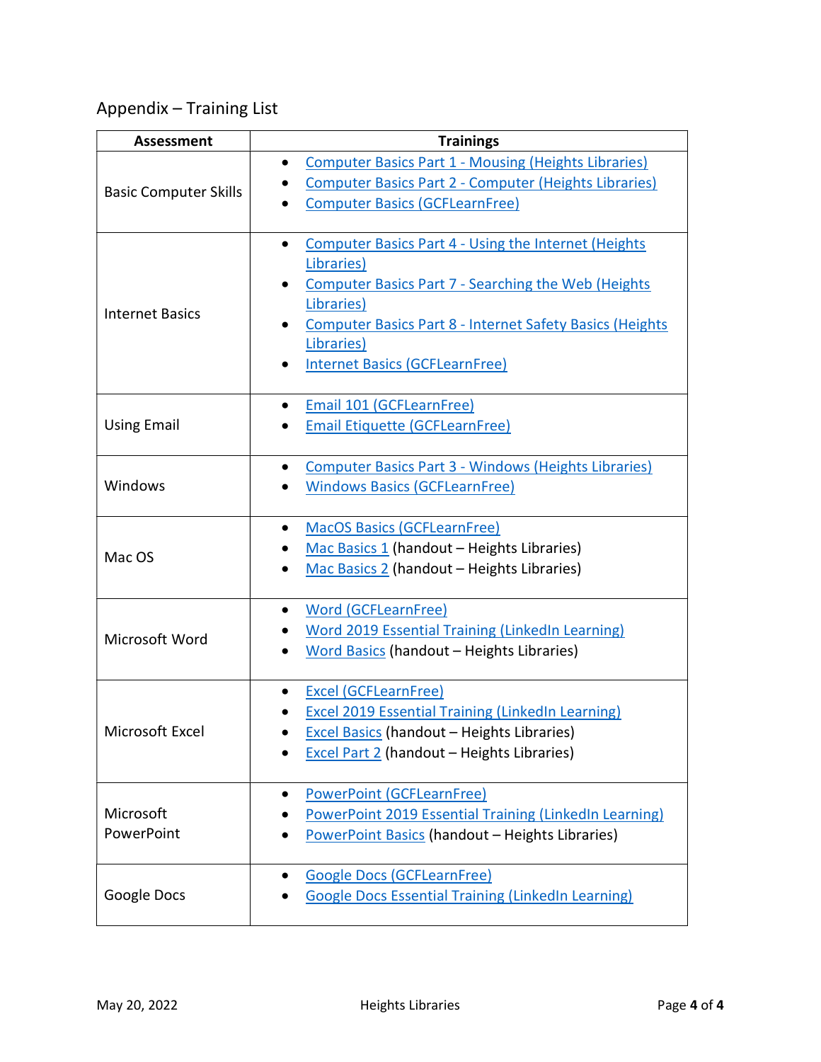## Appendix – Training List

| Assessment | Trainings |
|---|---|
| Basic Computer Skills | • Computer Basics Part 1 - Mousing (Heights Libraries)<br>• Computer Basics Part 2 - Computer (Heights Libraries)<br>• Computer Basics (GCFLearnFree) |
| Internet Basics | • Computer Basics Part 4 - Using the Internet (Heights Libraries)<br>• Computer Basics Part 7 - Searching the Web (Heights Libraries)<br>• Computer Basics Part 8 - Internet Safety Basics (Heights Libraries)<br>• Internet Basics (GCFLearnFree) |
| Using Email | • Email 101 (GCFLearnFree)<br>• Email Etiquette (GCFLearnFree) |
| Windows | • Computer Basics Part 3 - Windows (Heights Libraries)<br>• Windows Basics (GCFLearnFree) |
| Mac OS | • MacOS Basics (GCFLearnFree)<br>• Mac Basics 1 (handout – Heights Libraries)<br>• Mac Basics 2 (handout – Heights Libraries) |
| Microsoft Word | • Word (GCFLearnFree)<br>• Word 2019 Essential Training (LinkedIn Learning)<br>• Word Basics (handout – Heights Libraries) |
| Microsoft Excel | • Excel (GCFLearnFree)<br>• Excel 2019 Essential Training (LinkedIn Learning)<br>• Excel Basics (handout – Heights Libraries)<br>• Excel Part 2 (handout – Heights Libraries) |
| Microsoft PowerPoint | • PowerPoint (GCFLearnFree)<br>• PowerPoint 2019 Essential Training (LinkedIn Learning)<br>• PowerPoint Basics (handout – Heights Libraries) |
| Google Docs | • Google Docs (GCFLearnFree)<br>• Google Docs Essential Training (LinkedIn Learning) |